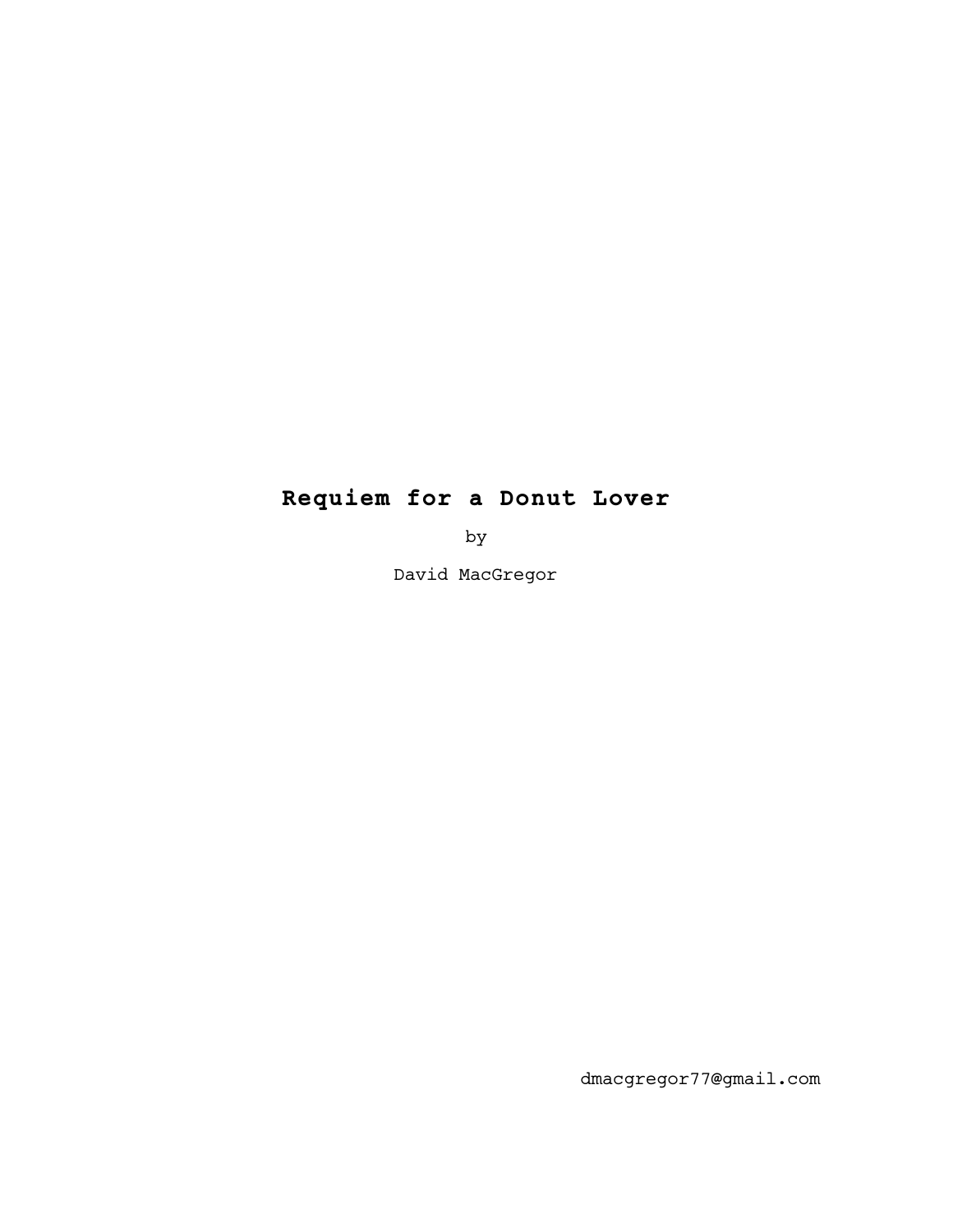# Requiem for a Donut Lover

by

David MacGregor

dmacgregor77@gmail.com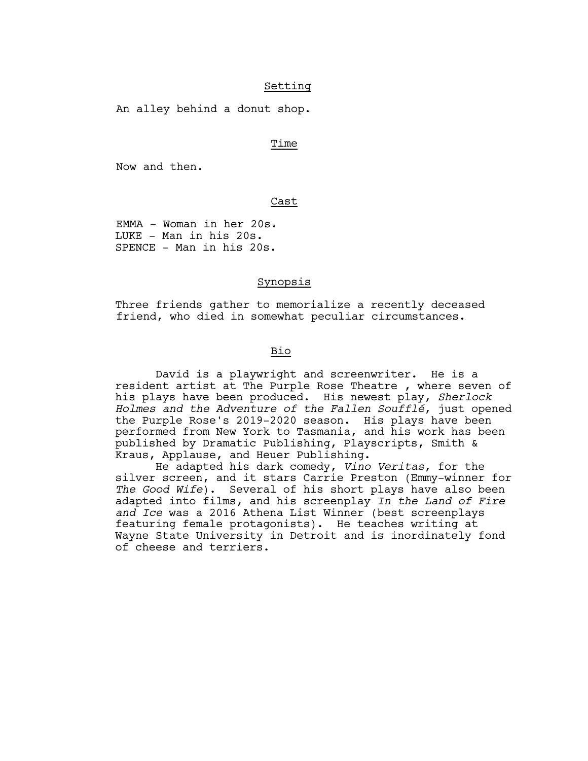## Setting

An alley behind a donut shop.

## Time

Now and then.

## Cast

EMMA - Woman in her 20s.
LUKE - Man in his 20s.
SPENCE - Man in his 20s.

## Synopsis

Three friends gather to memorialize a recently deceased friend, who died in somewhat peculiar circumstances.

## Bio

David is a playwright and screenwriter. He is a resident artist at The Purple Rose Theatre , where seven of his plays have been produced. His newest play, *Sherlock Holmes and the Adventure of the Fallen Soufflé*, just opened the Purple Rose's 2019-2020 season. His plays have been performed from New York to Tasmania, and his work has been published by Dramatic Publishing, Playscripts, Smith & Kraus, Applause, and Heuer Publishing.

He adapted his dark comedy, *Vino Veritas*, for the silver screen, and it stars Carrie Preston (Emmy-winner for *The Good Wife*). Several of his short plays have also been adapted into films, and his screenplay *In the Land of Fire and Ice* was a 2016 Athena List Winner (best screenplays featuring female protagonists). He teaches writing at Wayne State University in Detroit and is inordinately fond of cheese and terriers.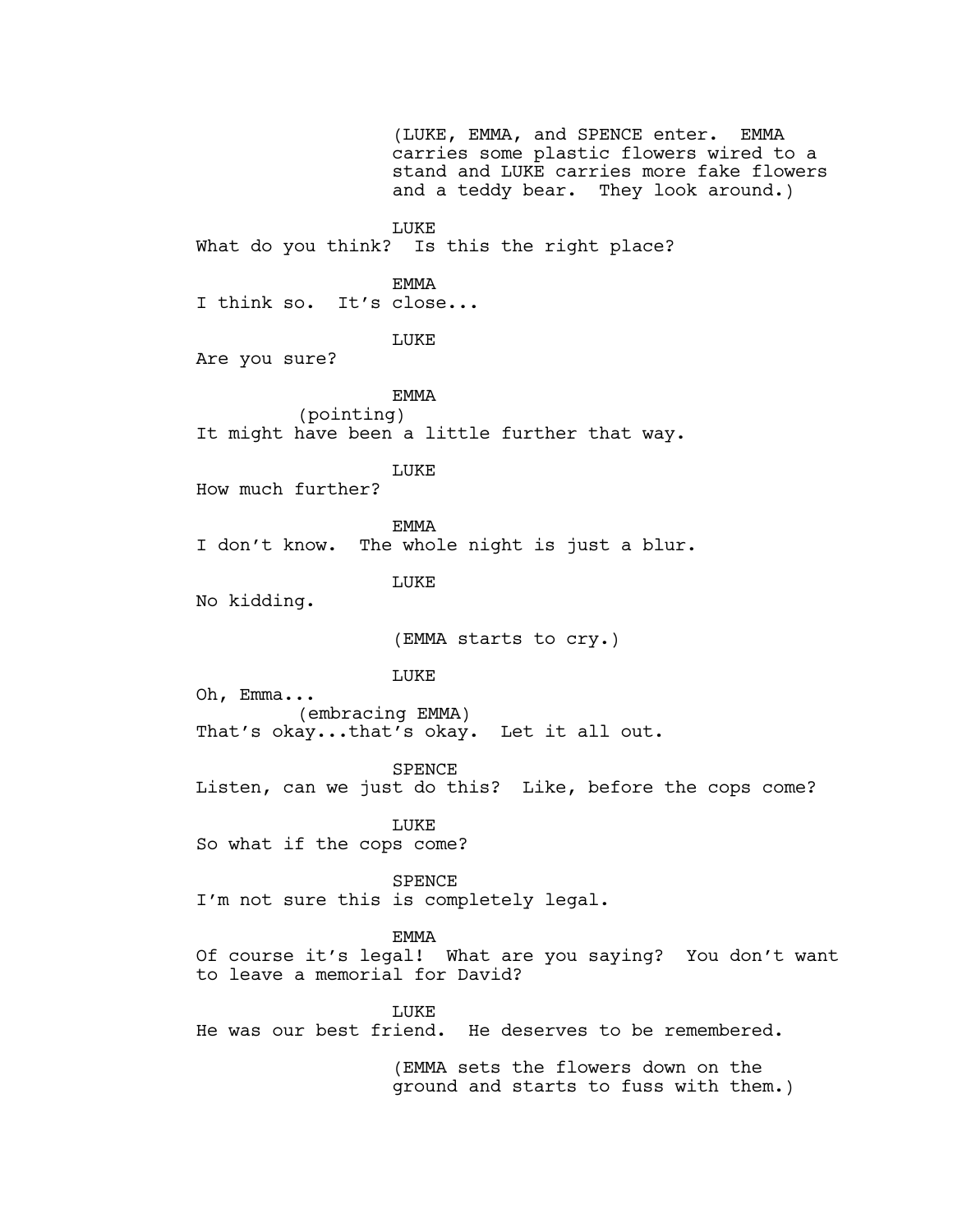(LUKE, EMMA, and SPENCE enter. EMMA carries some plastic flowers wired to a stand and LUKE carries more fake flowers and a teddy bear. They look around.)

LUKE

What do you think? Is this the right place?

EMMA

I think so. It's close...

LUKE

Are you sure?

EMMA

(pointing)

It might have been a little further that way.

LUKE

How much further?

EMMA

I don't know. The whole night is just a blur.

LUKE

No kidding.

(EMMA starts to cry.)

LUKE

Oh, Emma...

(embracing EMMA)

That's okay...that's okay. Let it all out.

SPENCE

Listen, can we just do this? Like, before the cops come?

LUKE

So what if the cops come?

SPENCE

I'm not sure this is completely legal.

EMMA

Of course it's legal! What are you saying? You don't want to leave a memorial for David?

LUKE

He was our best friend. He deserves to be remembered.

(EMMA sets the flowers down on the ground and starts to fuss with them.)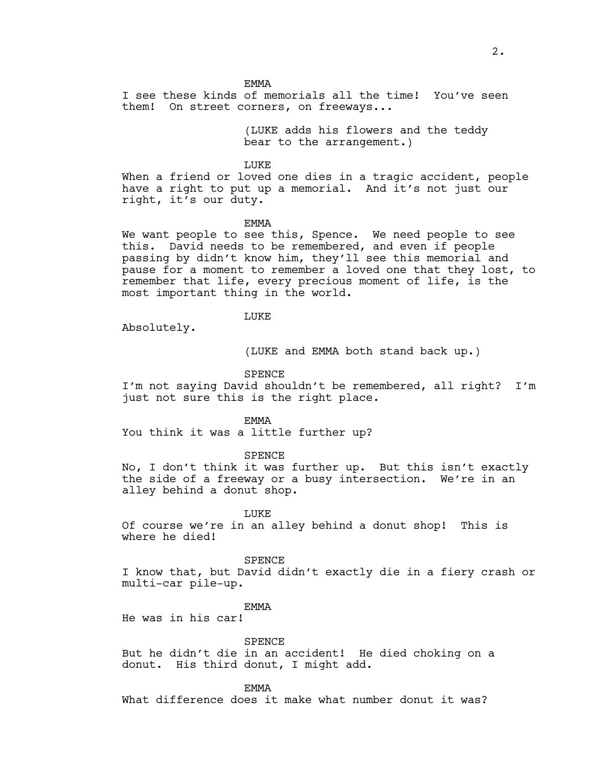EMMA

I see these kinds of memorials all the time! You've seen them! On street corners, on freeways...

(LUKE adds his flowers and the teddy bear to the arrangement.)

LUKE

When a friend or loved one dies in a tragic accident, people have a right to put up a memorial. And it's not just our right, it's our duty.

EMMA

We want people to see this, Spence. We need people to see this. David needs to be remembered, and even if people passing by didn't know him, they'll see this memorial and pause for a moment to remember a loved one that they lost, to remember that life, every precious moment of life, is the most important thing in the world.

LUKE

Absolutely.

(LUKE and EMMA both stand back up.)

SPENCE

I'm not saying David shouldn't be remembered, all right? I'm just not sure this is the right place.

EMMA

You think it was a little further up?

SPENCE

No, I don't think it was further up. But this isn't exactly the side of a freeway or a busy intersection. We're in an alley behind a donut shop.

LUKE

Of course we're in an alley behind a donut shop! This is where he died!

SPENCE

I know that, but David didn't exactly die in a fiery crash or multi-car pile-up.

EMMA

He was in his car!

SPENCE

But he didn't die in an accident! He died choking on a donut. His third donut, I might add.

EMMA

What difference does it make what number donut it was?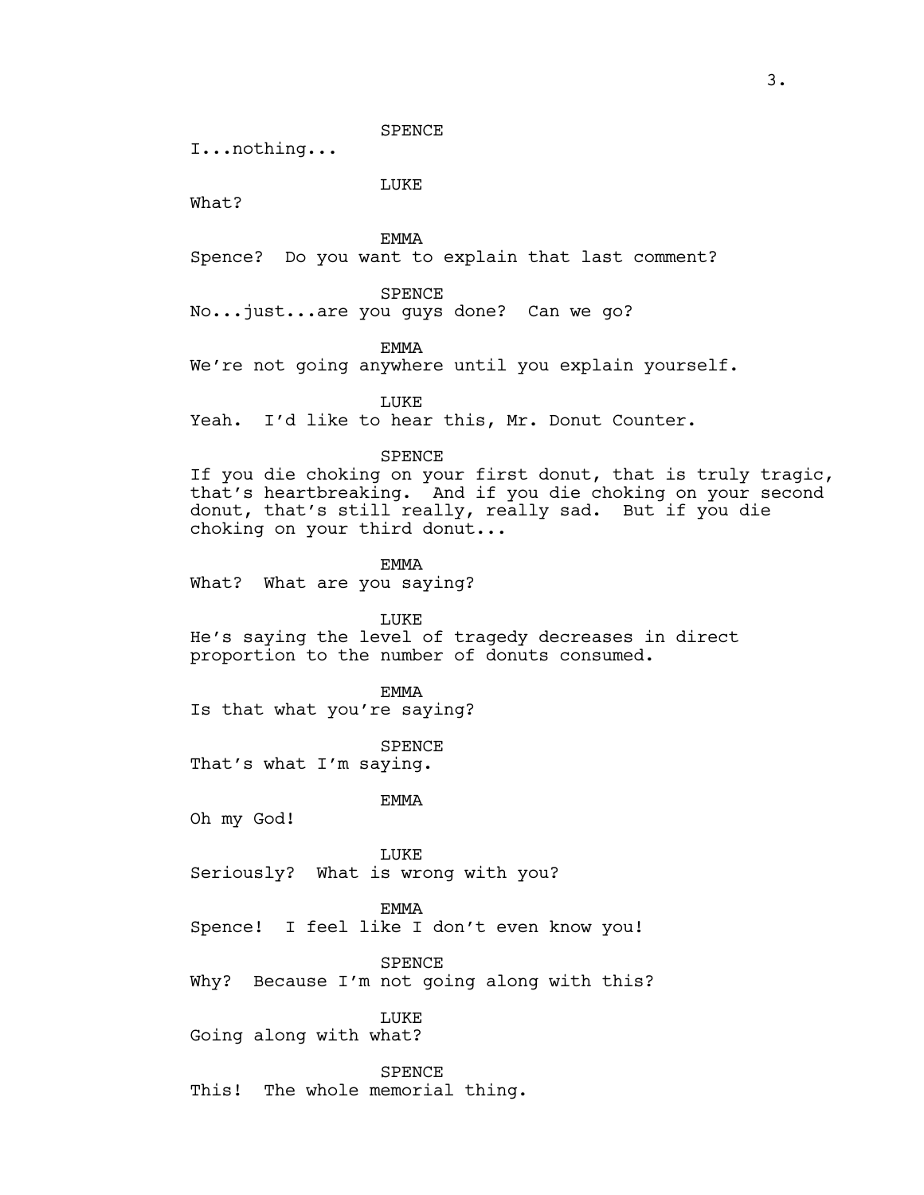SPENCE

I...nothing...

LUKE

What?

EMMA

Spence? Do you want to explain that last comment?

SPENCE

No...just...are you guys done? Can we go?

EMMA

We're not going anywhere until you explain yourself.

LUKE

Yeah. I'd like to hear this, Mr. Donut Counter.

SPENCE

If you die choking on your first donut, that is truly tragic, that's heartbreaking. And if you die choking on your second donut, that's still really, really sad. But if you die choking on your third donut...

EMMA

What? What are you saying?

LUKE

He's saying the level of tragedy decreases in direct proportion to the number of donuts consumed.

EMMA

Is that what you're saying?

SPENCE

That's what I'm saying.

EMMA

Oh my God!

LUKE

Seriously? What is wrong with you?

EMMA

Spence! I feel like I don't even know you!

SPENCE

Why? Because I'm not going along with this?

LUKE

Going along with what?

SPENCE

This! The whole memorial thing.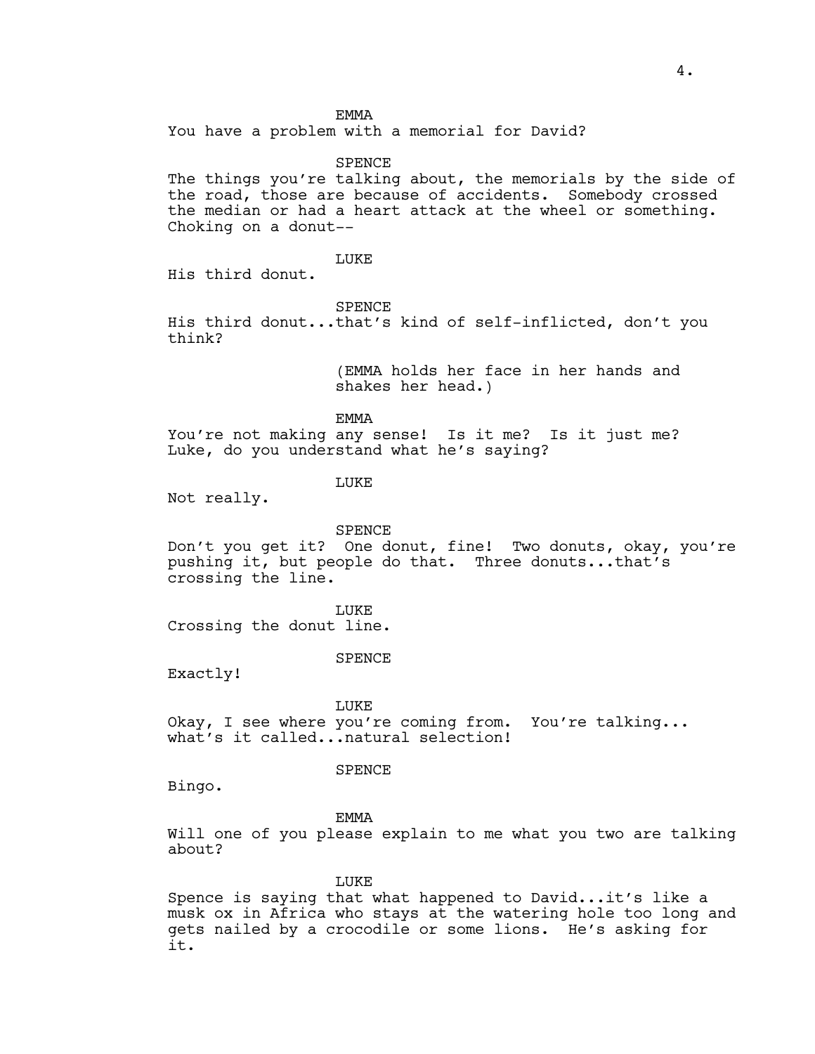EMMA

You have a problem with a memorial for David?

SPENCE

The things you're talking about, the memorials by the side of the road, those are because of accidents. Somebody crossed the median or had a heart attack at the wheel or something. Choking on a donut--

LUKE

His third donut.

SPENCE

His third donut...that's kind of self-inflicted, don't you think?

(EMMA holds her face in her hands and shakes her head.)

EMMA

You're not making any sense! Is it me? Is it just me? Luke, do you understand what he's saying?

LUKE

Not really.

SPENCE

Don't you get it? One donut, fine! Two donuts, okay, you're pushing it, but people do that. Three donuts...that's crossing the line.

LUKE

Crossing the donut line.

SPENCE

Exactly!

LUKE

Okay, I see where you're coming from. You're talking... what's it called...natural selection!

SPENCE

Bingo.

EMMA

Will one of you please explain to me what you two are talking about?

LUKE

Spence is saying that what happened to David...it's like a musk ox in Africa who stays at the watering hole too long and gets nailed by a crocodile or some lions. He's asking for it.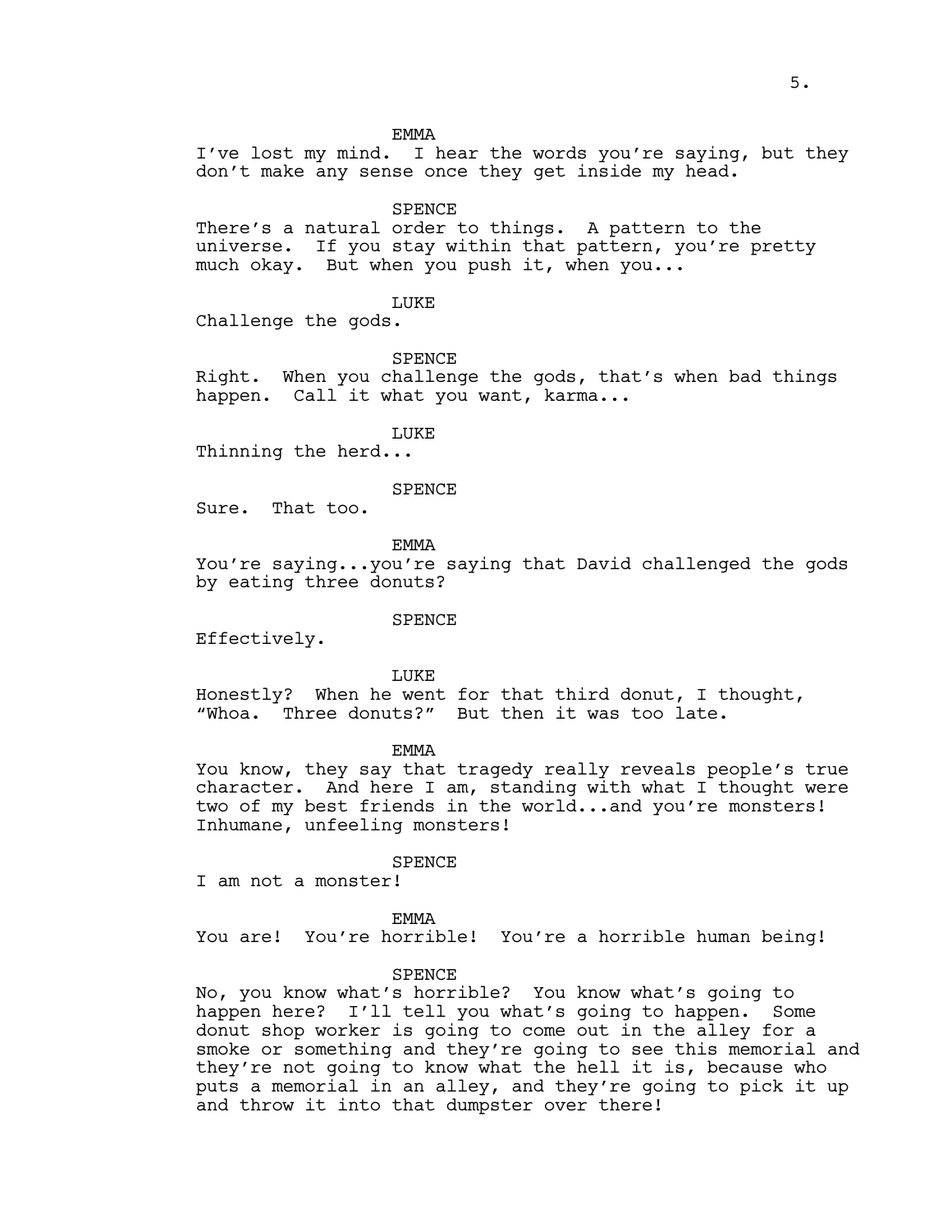EMMA

I've lost my mind. I hear the words you're saying, but they don't make any sense once they get inside my head.

SPENCE

There's a natural order to things. A pattern to the universe. If you stay within that pattern, you're pretty much okay. But when you push it, when you...

LUKE

Challenge the gods.

SPENCE

Right. When you challenge the gods, that's when bad things happen. Call it what you want, karma...

LUKE

Thinning the herd...

SPENCE

Sure. That too.

EMMA

You're saying...you're saying that David challenged the gods by eating three donuts?

SPENCE

Effectively.

LUKE

Honestly? When he went for that third donut, I thought, "Whoa. Three donuts?" But then it was too late.

EMMA

You know, they say that tragedy really reveals people's true character. And here I am, standing with what I thought were two of my best friends in the world...and you're monsters! Inhumane, unfeeling monsters!

SPENCE

I am not a monster!

EMMA

You are! You're horrible! You're a horrible human being!

SPENCE

No, you know what's horrible? You know what's going to happen here? I'll tell you what's going to happen. Some donut shop worker is going to come out in the alley for a smoke or something and they're going to see this memorial and they're not going to know what the hell it is, because who puts a memorial in an alley, and they're going to pick it up and throw it into that dumpster over there!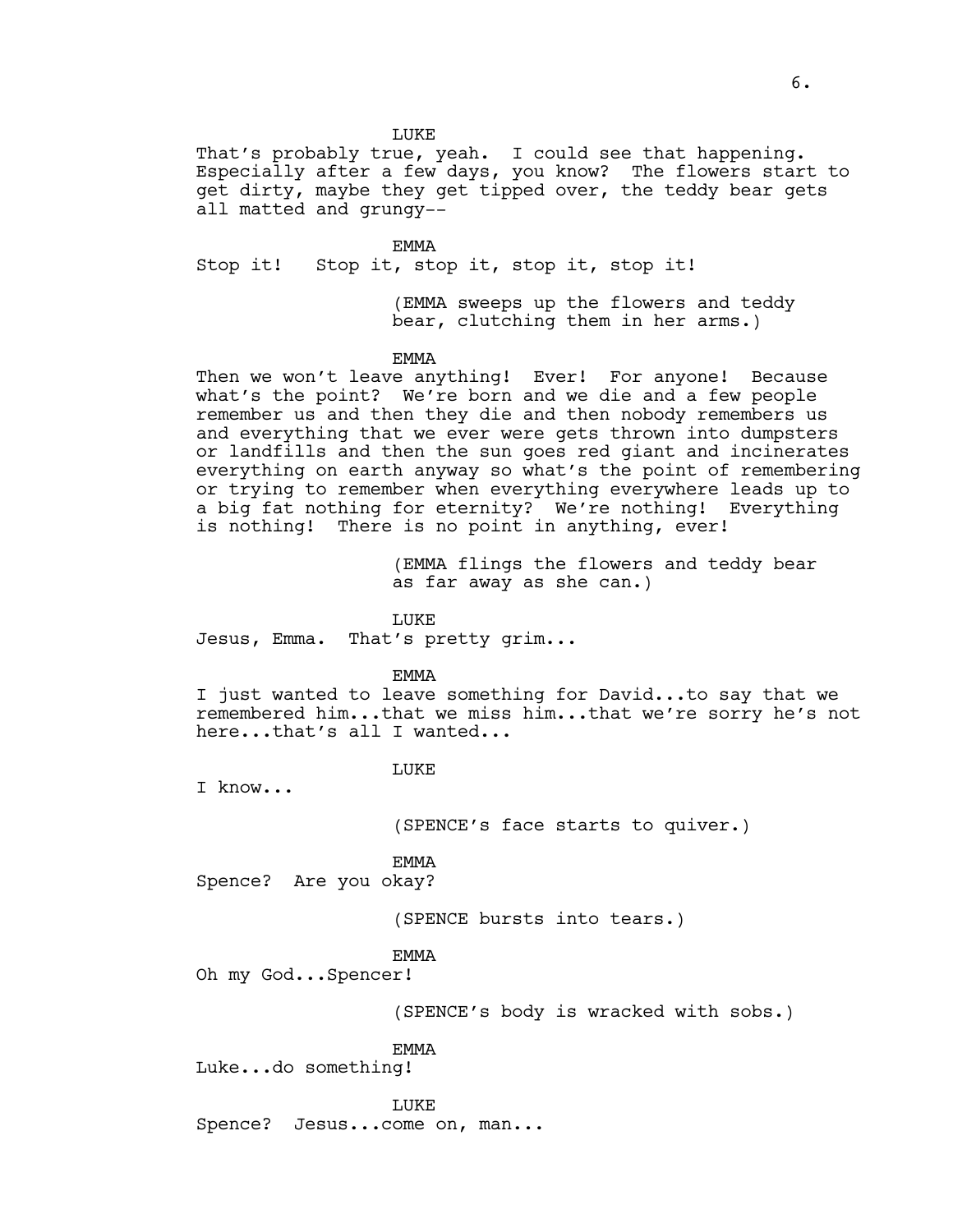LUKE

That's probably true, yeah. I could see that happening. Especially after a few days, you know? The flowers start to get dirty, maybe they get tipped over, the teddy bear gets all matted and grungy--

EMMA

Stop it! Stop it, stop it, stop it, stop it!

(EMMA sweeps up the flowers and teddy bear, clutching them in her arms.)

EMMA

Then we won't leave anything! Ever! For anyone! Because what's the point? We're born and we die and a few people remember us and then they die and then nobody remembers us and everything that we ever were gets thrown into dumpsters or landfills and then the sun goes red giant and incinerates everything on earth anyway so what's the point of remembering or trying to remember when everything everywhere leads up to a big fat nothing for eternity? We're nothing! Everything is nothing! There is no point in anything, ever!

(EMMA flings the flowers and teddy bear as far away as she can.)

LUKE

Jesus, Emma. That's pretty grim...

EMMA

I just wanted to leave something for David...to say that we remembered him...that we miss him...that we're sorry he's not here...that's all I wanted...

LUKE

I know...

(SPENCE's face starts to quiver.)

EMMA

Spence? Are you okay?

(SPENCE bursts into tears.)

EMMA

Oh my God...Spencer!

(SPENCE's body is wracked with sobs.)

EMMA

Luke...do something!

LUKE

Spence? Jesus...come on, man...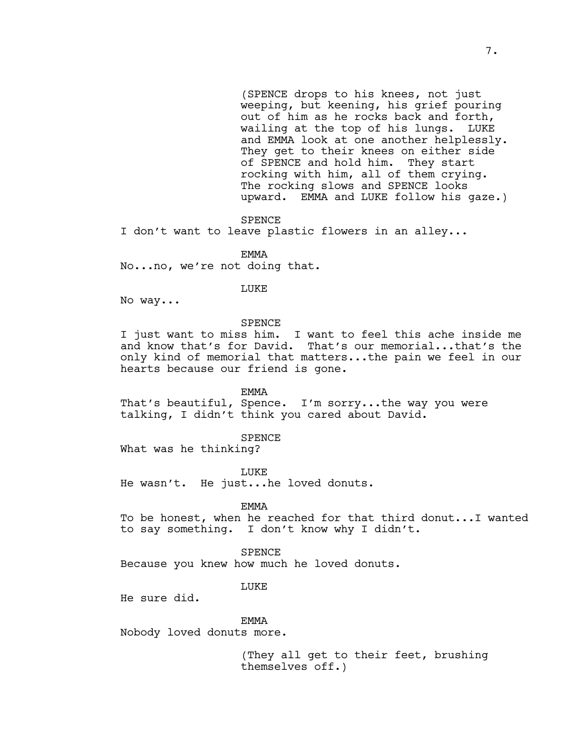(SPENCE drops to his knees, not just weeping, but keening, his grief pouring out of him as he rocks back and forth, wailing at the top of his lungs. LUKE and EMMA look at one another helplessly. They get to their knees on either side of SPENCE and hold him. They start rocking with him, all of them crying. The rocking slows and SPENCE looks upward. EMMA and LUKE follow his gaze.)

SPENCE
I don't want to leave plastic flowers in an alley...

EMMA
No...no, we're not doing that.

LUKE
No way...

SPENCE
I just want to miss him. I want to feel this ache inside me and know that's for David. That's our memorial...that's the only kind of memorial that matters...the pain we feel in our hearts because our friend is gone.

EMMA
That's beautiful, Spence. I'm sorry...the way you were talking, I didn't think you cared about David.

SPENCE
What was he thinking?

LUKE
He wasn't. He just...he loved donuts.

EMMA
To be honest, when he reached for that third donut...I wanted to say something. I don't know why I didn't.

SPENCE
Because you knew how much he loved donuts.

LUKE
He sure did.

EMMA
Nobody loved donuts more.

(They all get to their feet, brushing themselves off.)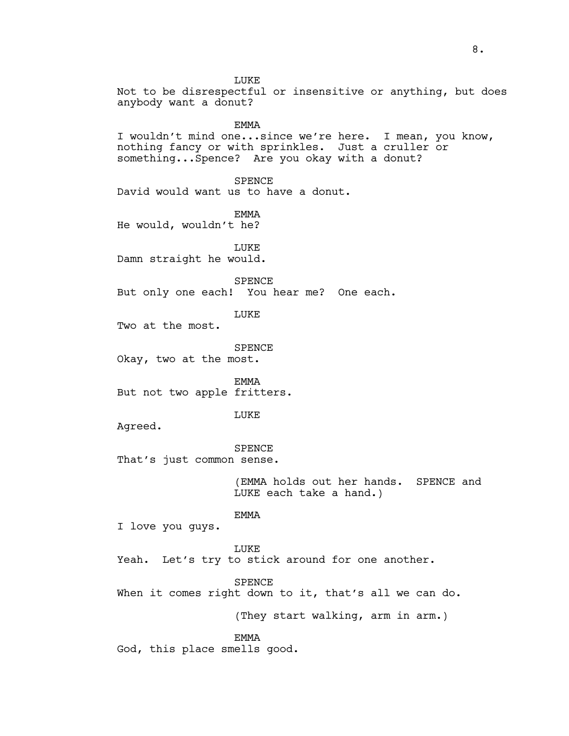LUKE

Not to be disrespectful or insensitive or anything, but does anybody want a donut?

EMMA

I wouldn't mind one...since we're here. I mean, you know, nothing fancy or with sprinkles. Just a cruller or something...Spence? Are you okay with a donut?

SPENCE

David would want us to have a donut.

EMMA

He would, wouldn't he?

LUKE

Damn straight he would.

SPENCE

But only one each! You hear me? One each.

LUKE

Two at the most.

SPENCE

Okay, two at the most.

EMMA

But not two apple fritters.

LUKE

Agreed.

SPENCE

That's just common sense.

(EMMA holds out her hands. SPENCE and LUKE each take a hand.)

EMMA

I love you guys.

LUKE

Yeah. Let's try to stick around for one another.

SPENCE

When it comes right down to it, that's all we can do.

(They start walking, arm in arm.)

EMMA

God, this place smells good.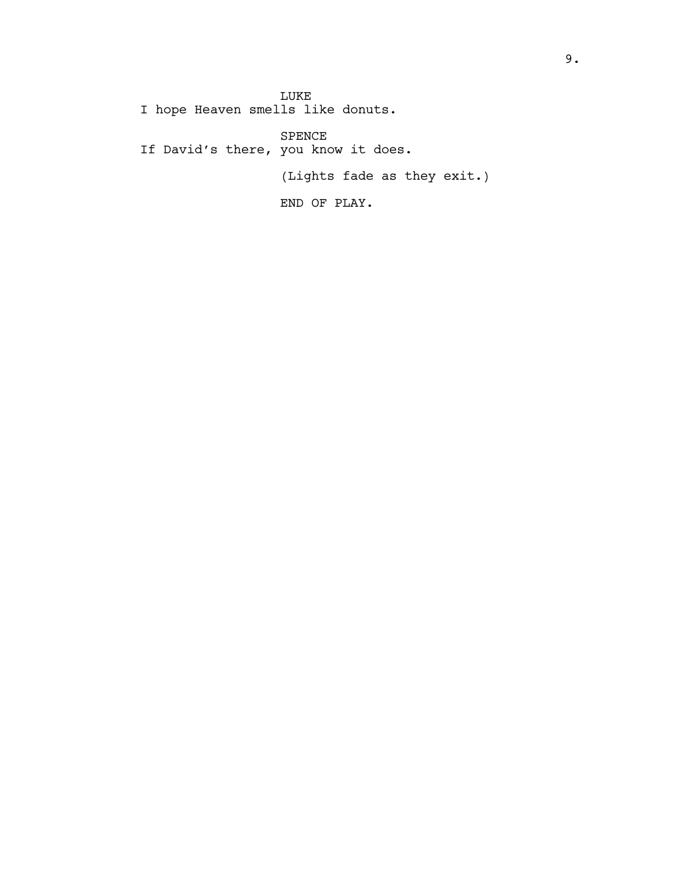LUKE

I hope Heaven smells like donuts.

SPENCE

If David's there, you know it does.

(Lights fade as they exit.)

END OF PLAY.